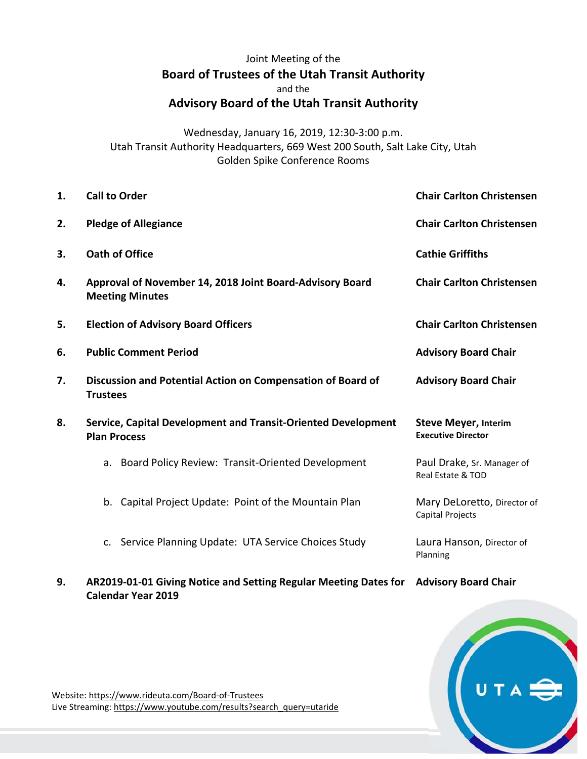Joint Meeting of the

# Board of Trustees of the Utah Transit Authority

and the

# Advisory Board of the Utah Transit Authority

Wednesday, January 16, 2019, 12:30-3:00 p.m.
Utah Transit Authority Headquarters, 669 West 200 South, Salt Lake City, Utah
Golden Spike Conference Rooms

| | Item | Presenter |
|---|---|---|
| **1.** | **Call to Order** | **Chair Carlton Christensen** |
| **2.** | **Pledge of Allegiance** | **Chair Carlton Christensen** |
| **3.** | **Oath of Office** | **Cathie Griffiths** |
| **4.** | **Approval of November 14, 2018 Joint Board-Advisory Board Meeting Minutes** | **Chair Carlton Christensen** |
| **5.** | **Election of Advisory Board Officers** | **Chair Carlton Christensen** |
| **6.** | **Public Comment Period** | **Advisory Board Chair** |
| **7.** | **Discussion and Potential Action on Compensation of Board of Trustees** | **Advisory Board Chair** |
| **8.** | **Service, Capital Development and Transit-Oriented Development Plan Process** | **Steve Meyer, Interim Executive Director** |
| | a. Board Policy Review: Transit-Oriented Development | Paul Drake, Sr. Manager of Real Estate & TOD |
| | b. Capital Project Update: Point of the Mountain Plan | Mary DeLoretto, Director of Capital Projects |
| | c. Service Planning Update: UTA Service Choices Study | Laura Hanson, Director of Planning |
| **9.** | **AR2019-01-01 Giving Notice and Setting Regular Meeting Dates for Calendar Year 2019** | **Advisory Board Chair** |

Website: https://www.rideuta.com/Board-of-Trustees
Live Streaming: https://www.youtube.com/results?search_query=utaride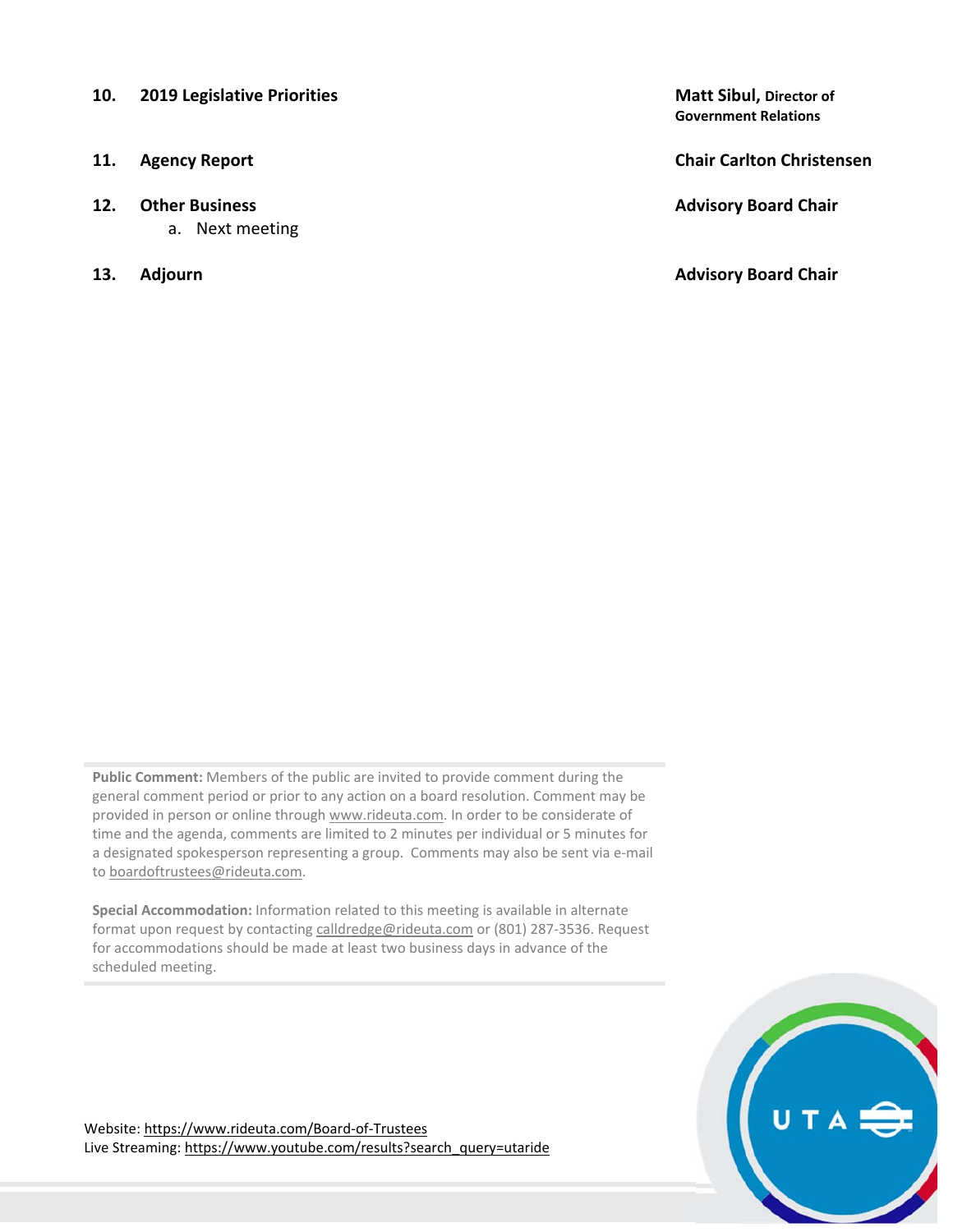10. **2019 Legislative Priorities** — **Matt Sibul, Director of Government Relations**

11. **Agency Report** — **Chair Carlton Christensen**

12. **Other Business** — **Advisory Board Chair**
    a. Next meeting

13. **Adjourn** — **Advisory Board Chair**

**Public Comment:** Members of the public are invited to provide comment during the general comment period or prior to any action on a board resolution. Comment may be provided in person or online through www.rideuta.com. In order to be considerate of time and the agenda, comments are limited to 2 minutes per individual or 5 minutes for a designated spokesperson representing a group. Comments may also be sent via e-mail to boardoftrustees@rideuta.com.

**Special Accommodation:** Information related to this meeting is available in alternate format upon request by contacting calldredge@rideuta.com or (801) 287-3536. Request for accommodations should be made at least two business days in advance of the scheduled meeting.

Website: https://www.rideuta.com/Board-of-Trustees
Live Streaming: https://www.youtube.com/results?search_query=utaride